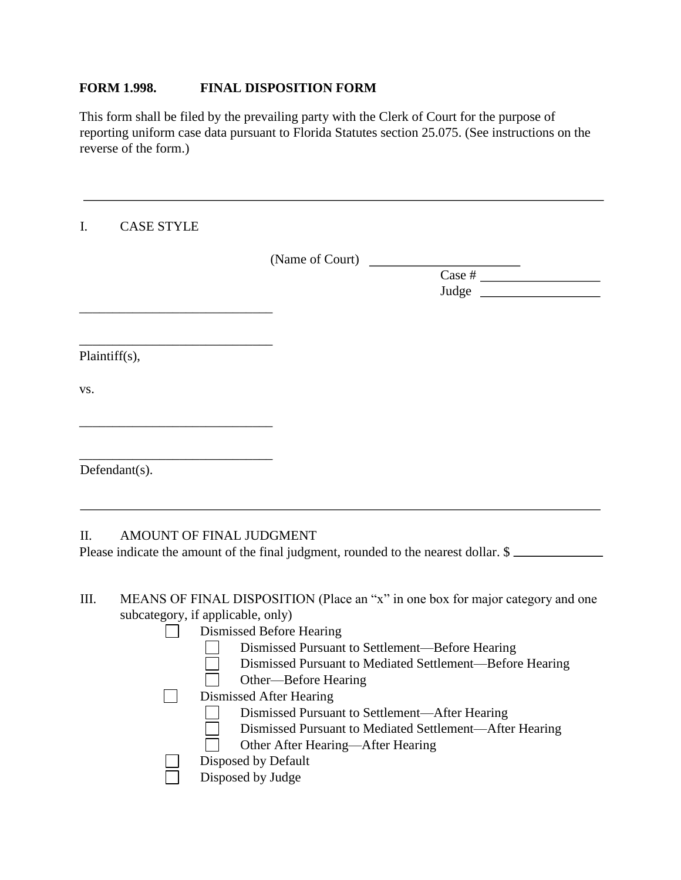**FORM 1.998. FINAL DISPOSITION FORM**

This form shall be filed by the prevailing party with the Clerk of Court for the purpose of reporting uniform case data pursuant to Florida Statutes section 25.075. (See instructions on the reverse of the form.)

---

I. CASE STYLE

(Name of Court) ______________________

Case # __________________

Judge __________________

_____________________________

_____________________________

Plaintiff(s),

vs.

_____________________________

_____________________________

Defendant(s).

---

II. AMOUNT OF FINAL JUDGMENT

Please indicate the amount of the final judgment, rounded to the nearest dollar. $ _____________

III. MEANS OF FINAL DISPOSITION (Place an "x" in one box for major category and one subcategory, if applicable, only)

- ☐ Dismissed Before Hearing
  - ☐ Dismissed Pursuant to Settlement—Before Hearing
  - ☐ Dismissed Pursuant to Mediated Settlement—Before Hearing
  - ☐ Other—Before Hearing
- ☐ Dismissed After Hearing
  - ☐ Dismissed Pursuant to Settlement—After Hearing
  - ☐ Dismissed Pursuant to Mediated Settlement—After Hearing
  - ☐ Other After Hearing—After Hearing
- ☐ Disposed by Default
- ☐ Disposed by Judge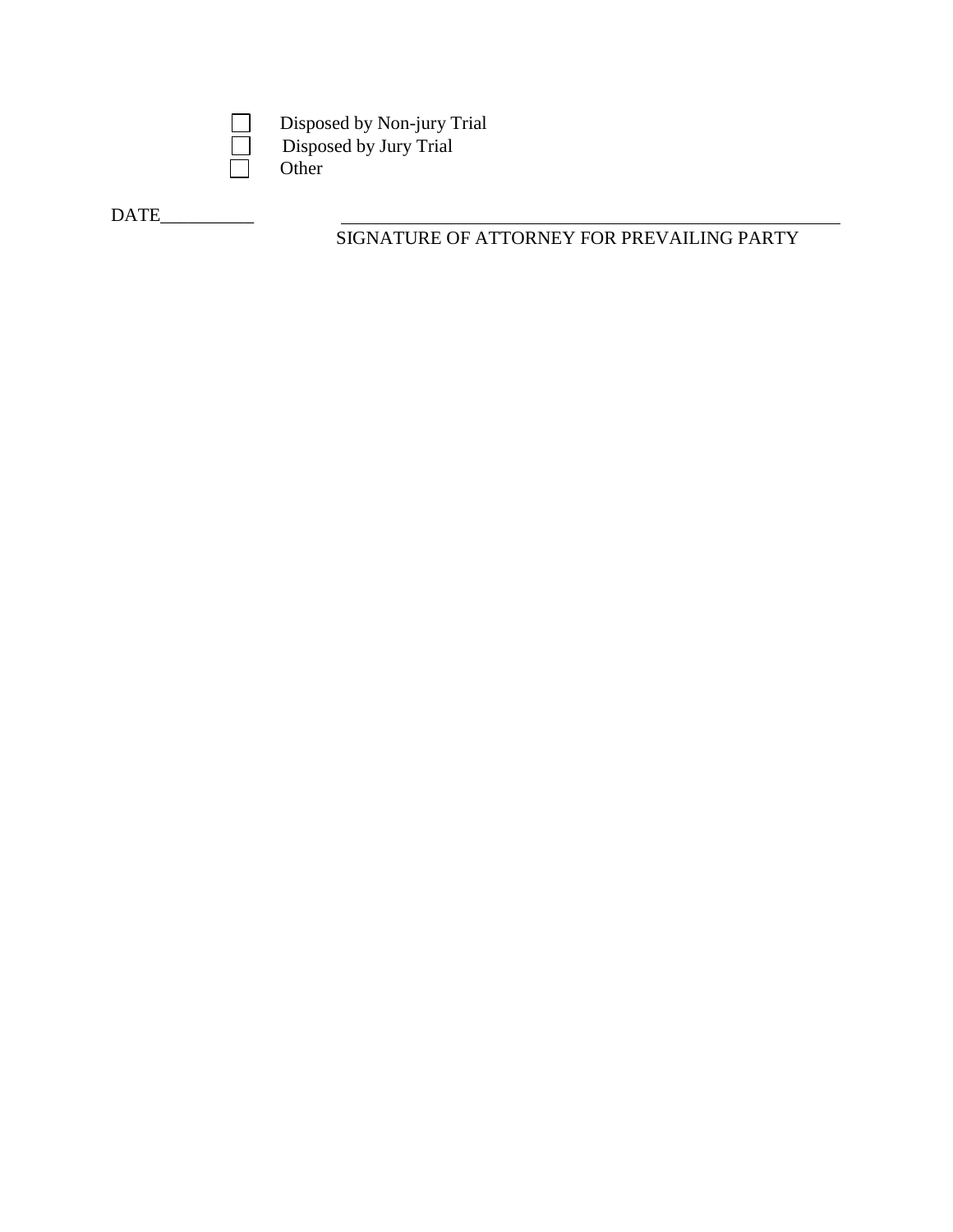- [ ] Disposed by Non-jury Trial
- [ ] Disposed by Jury Trial
- [ ] Other

DATE__________ _______________________________________________

SIGNATURE OF ATTORNEY FOR PREVAILING PARTY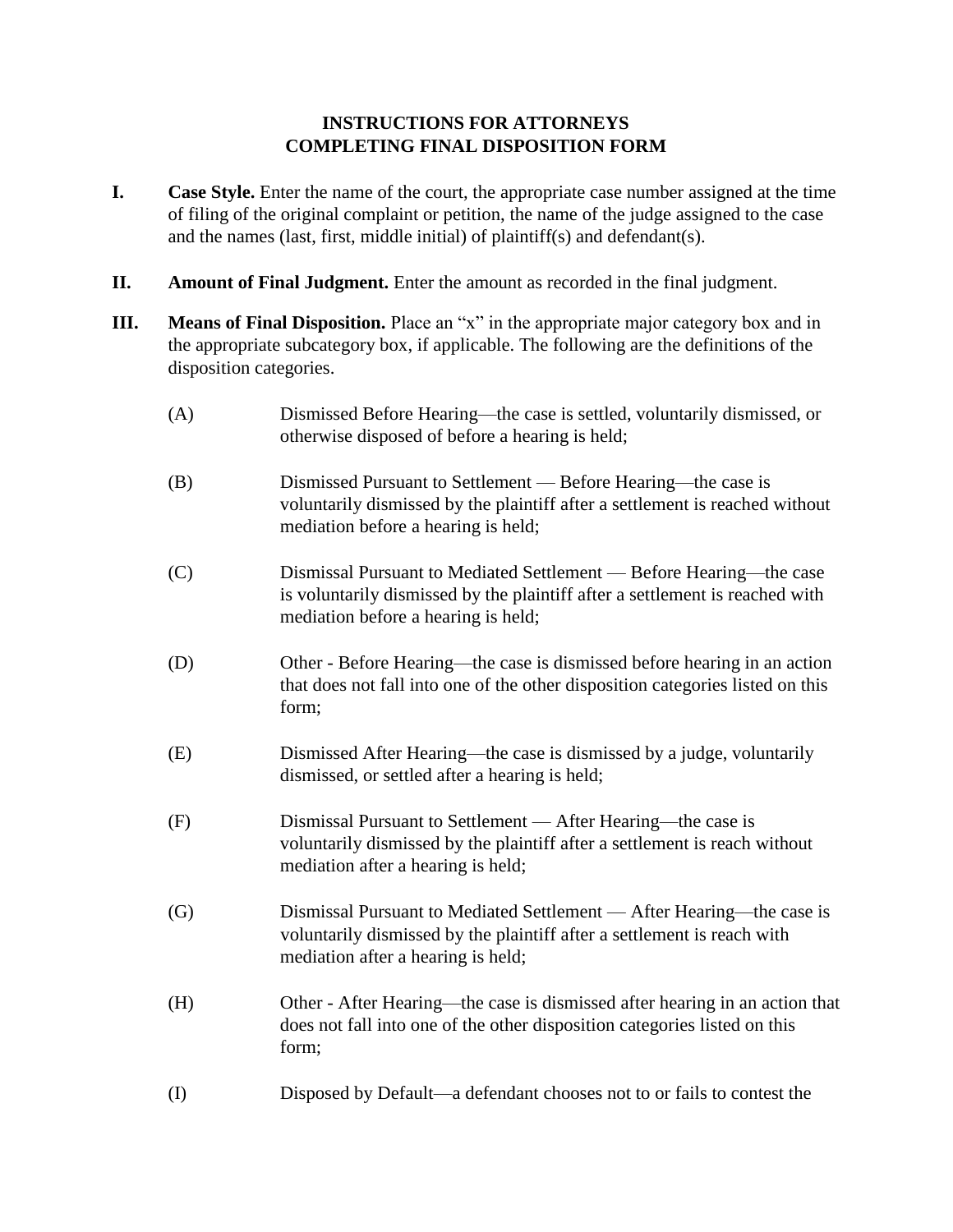# INSTRUCTIONS FOR ATTORNEYS COMPLETING FINAL DISPOSITION FORM

**I. Case Style.** Enter the name of the court, the appropriate case number assigned at the time of filing of the original complaint or petition, the name of the judge assigned to the case and the names (last, first, middle initial) of plaintiff(s) and defendant(s).

**II. Amount of Final Judgment.** Enter the amount as recorded in the final judgment.

**III. Means of Final Disposition.** Place an "x" in the appropriate major category box and in the appropriate subcategory box, if applicable. The following are the definitions of the disposition categories.

(A) Dismissed Before Hearing—the case is settled, voluntarily dismissed, or otherwise disposed of before a hearing is held;

(B) Dismissed Pursuant to Settlement — Before Hearing—the case is voluntarily dismissed by the plaintiff after a settlement is reached without mediation before a hearing is held;

(C) Dismissal Pursuant to Mediated Settlement — Before Hearing—the case is voluntarily dismissed by the plaintiff after a settlement is reached with mediation before a hearing is held;

(D) Other - Before Hearing—the case is dismissed before hearing in an action that does not fall into one of the other disposition categories listed on this form;

(E) Dismissed After Hearing—the case is dismissed by a judge, voluntarily dismissed, or settled after a hearing is held;

(F) Dismissal Pursuant to Settlement — After Hearing—the case is voluntarily dismissed by the plaintiff after a settlement is reach without mediation after a hearing is held;

(G) Dismissal Pursuant to Mediated Settlement — After Hearing—the case is voluntarily dismissed by the plaintiff after a settlement is reach with mediation after a hearing is held;

(H) Other - After Hearing—the case is dismissed after hearing in an action that does not fall into one of the other disposition categories listed on this form;

(I) Disposed by Default—a defendant chooses not to or fails to contest the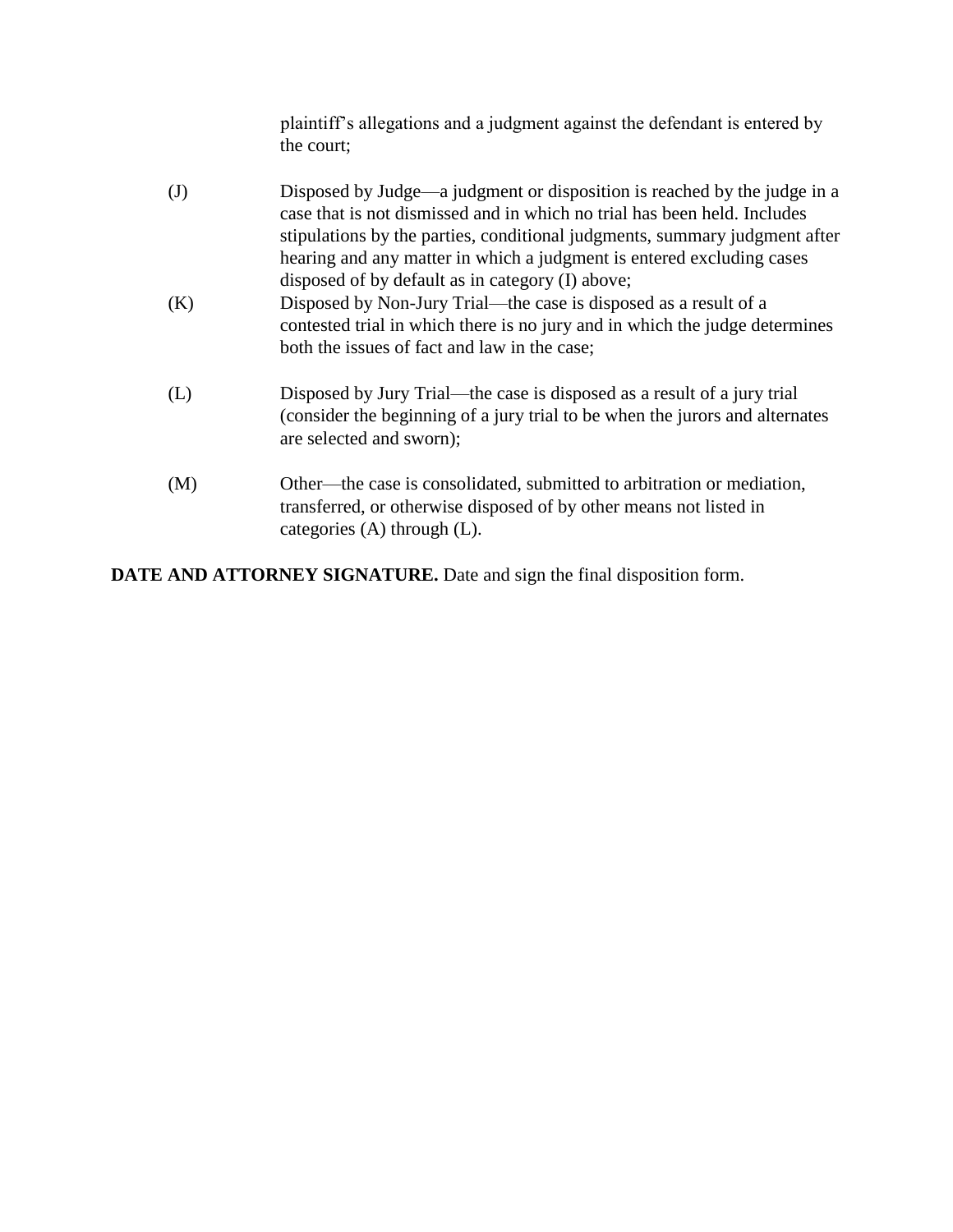plaintiff's allegations and a judgment against the defendant is entered by the court;

(J) Disposed by Judge—a judgment or disposition is reached by the judge in a case that is not dismissed and in which no trial has been held. Includes stipulations by the parties, conditional judgments, summary judgment after hearing and any matter in which a judgment is entered excluding cases disposed of by default as in category (I) above;

(K) Disposed by Non-Jury Trial—the case is disposed as a result of a contested trial in which there is no jury and in which the judge determines both the issues of fact and law in the case;

(L) Disposed by Jury Trial—the case is disposed as a result of a jury trial (consider the beginning of a jury trial to be when the jurors and alternates are selected and sworn);

(M) Other—the case is consolidated, submitted to arbitration or mediation, transferred, or otherwise disposed of by other means not listed in categories (A) through (L).

**DATE AND ATTORNEY SIGNATURE.** Date and sign the final disposition form.